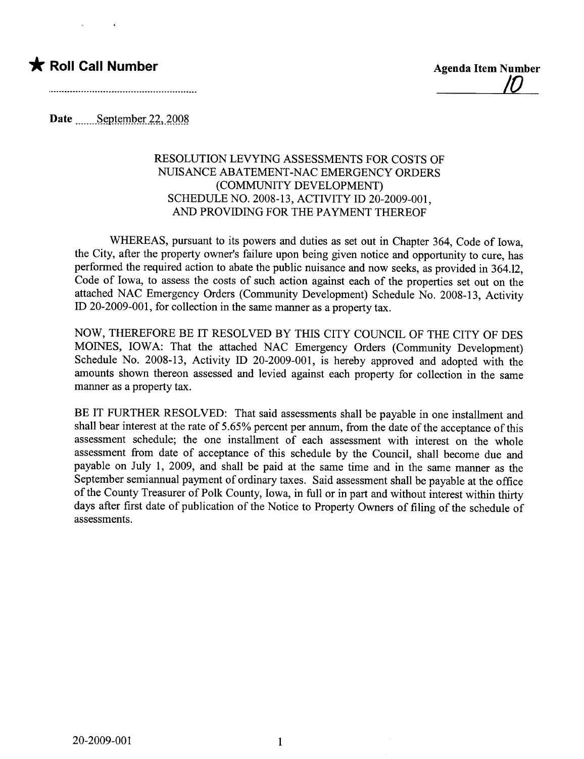★ **Roll Call Number**

**Agenda Item Number**
10

**Date** September 22, 2008

RESOLUTION LEVYING ASSESSMENTS FOR COSTS OF NUISANCE ABATEMENT-NAC EMERGENCY ORDERS (COMMUNITY DEVELOPMENT) SCHEDULE NO. 2008-13, ACTIVITY ID 20-2009-001, AND PROVIDING FOR THE PAYMENT THEREOF

WHEREAS, pursuant to its powers and duties as set out in Chapter 364, Code of Iowa, the City, after the property owner's failure upon being given notice and opportunity to cure, has performed the required action to abate the public nuisance and now seeks, as provided in 364.12, Code of Iowa, to assess the costs of such action against each of the properties set out on the attached NAC Emergency Orders (Community Development) Schedule No. 2008-13, Activity ID 20-2009-001, for collection in the same manner as a property tax.

NOW, THEREFORE BE IT RESOLVED BY THIS CITY COUNCIL OF THE CITY OF DES MOINES, IOWA: That the attached NAC Emergency Orders (Community Development) Schedule No. 2008-13, Activity ID 20-2009-001, is hereby approved and adopted with the amounts shown thereon assessed and levied against each property for collection in the same manner as a property tax.

BE IT FURTHER RESOLVED: That said assessments shall be payable in one installment and shall bear interest at the rate of 5.65% percent per annum, from the date of the acceptance of this assessment schedule; the one installment of each assessment with interest on the whole assessment from date of acceptance of this schedule by the Council, shall become due and payable on July 1, 2009, and shall be paid at the same time and in the same manner as the September semiannual payment of ordinary taxes. Said assessment shall be payable at the office of the County Treasurer of Polk County, Iowa, in full or in part and without interest within thirty days after first date of publication of the Notice to Property Owners of filing of the schedule of assessments.

20-2009-001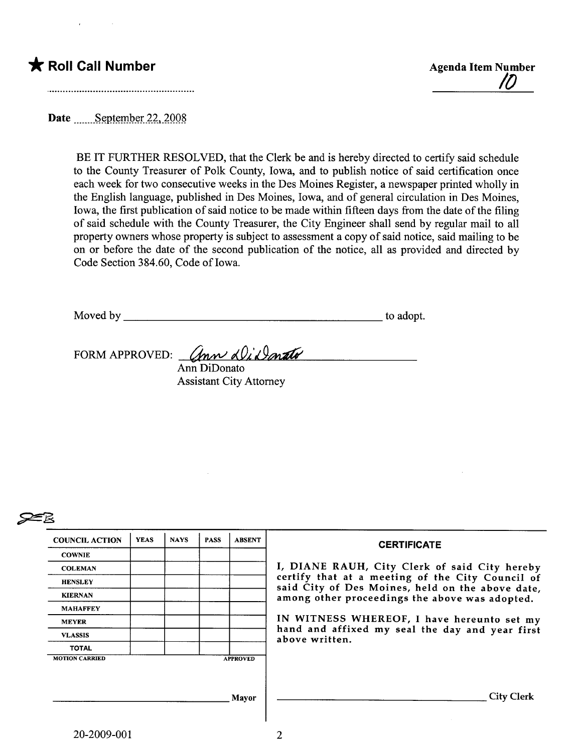★ **Roll Call Number**

**Agenda Item Number**
10

**Date** September 22, 2008

BE IT FURTHER RESOLVED, that the Clerk be and is hereby directed to certify said schedule to the County Treasurer of Polk County, Iowa, and to publish notice of said certification once each week for two consecutive weeks in the Des Moines Register, a newspaper printed wholly in the English language, published in Des Moines, Iowa, and of general circulation in Des Moines, Iowa, the first publication of said notice to be made within fifteen days from the date of the filing of said schedule with the County Treasurer, the City Engineer shall send by regular mail to all property owners whose property is subject to assessment a copy of said notice, said mailing to be on or before the date of the second publication of the notice, all as provided and directed by Code Section 384.60, Code of Iowa.

Moved by ____________________________________________ to adopt.

FORM APPROVED: *Ann DiDonato*
Ann DiDonato
Assistant City Attorney

| COUNCIL ACTION | YEAS | NAYS | PASS | ABSENT |
|---|---|---|---|---|
| COWNIE | | | | |
| COLEMAN | | | | |
| HENSLEY | | | | |
| KIERNAN | | | | |
| MAHAFFEY | | | | |
| MEYER | | | | |
| VLASSIS | | | | |
| TOTAL | | | | |
| MOTION CARRIED | | | | APPROVED |

______________________________ Mayor

**CERTIFICATE**

I, DIANE RAUH, City Clerk of said City hereby certify that at a meeting of the City Council of said City of Des Moines, held on the above date, among other proceedings the above was adopted.

IN WITNESS WHEREOF, I have hereunto set my hand and affixed my seal the day and year first above written.

______________________________ City Clerk

20-2009-001